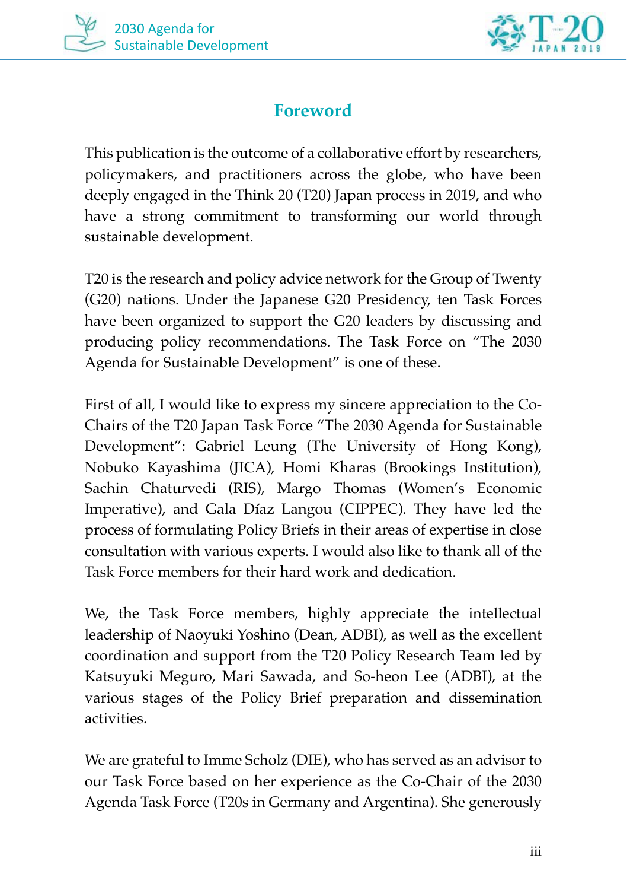## Foreword

This publication is the outcome of a collaborative effort by researchers, policymakers, and practitioners across the globe, who have been deeply engaged in the Think 20 (T20) Japan process in 2019, and who have a strong commitment to transforming our world through sustainable development.

T20 is the research and policy advice network for the Group of Twenty (G20) nations. Under the Japanese G20 Presidency, ten Task Forces have been organized to support the G20 leaders by discussing and producing policy recommendations. The Task Force on "The 2030 Agenda for Sustainable Development" is one of these.

First of all, I would like to express my sincere appreciation to the Co-Chairs of the T20 Japan Task Force "The 2030 Agenda for Sustainable Development": Gabriel Leung (The University of Hong Kong), Nobuko Kayashima (JICA), Homi Kharas (Brookings Institution), Sachin Chaturvedi (RIS), Margo Thomas (Women's Economic Imperative), and Gala Díaz Langou (CIPPEC). They have led the process of formulating Policy Briefs in their areas of expertise in close consultation with various experts. I would also like to thank all of the Task Force members for their hard work and dedication.

We, the Task Force members, highly appreciate the intellectual leadership of Naoyuki Yoshino (Dean, ADBI), as well as the excellent coordination and support from the T20 Policy Research Team led by Katsuyuki Meguro, Mari Sawada, and So-heon Lee (ADBI), at the various stages of the Policy Brief preparation and dissemination activities.

We are grateful to Imme Scholz (DIE), who has served as an advisor to our Task Force based on her experience as the Co-Chair of the 2030 Agenda Task Force (T20s in Germany and Argentina). She generously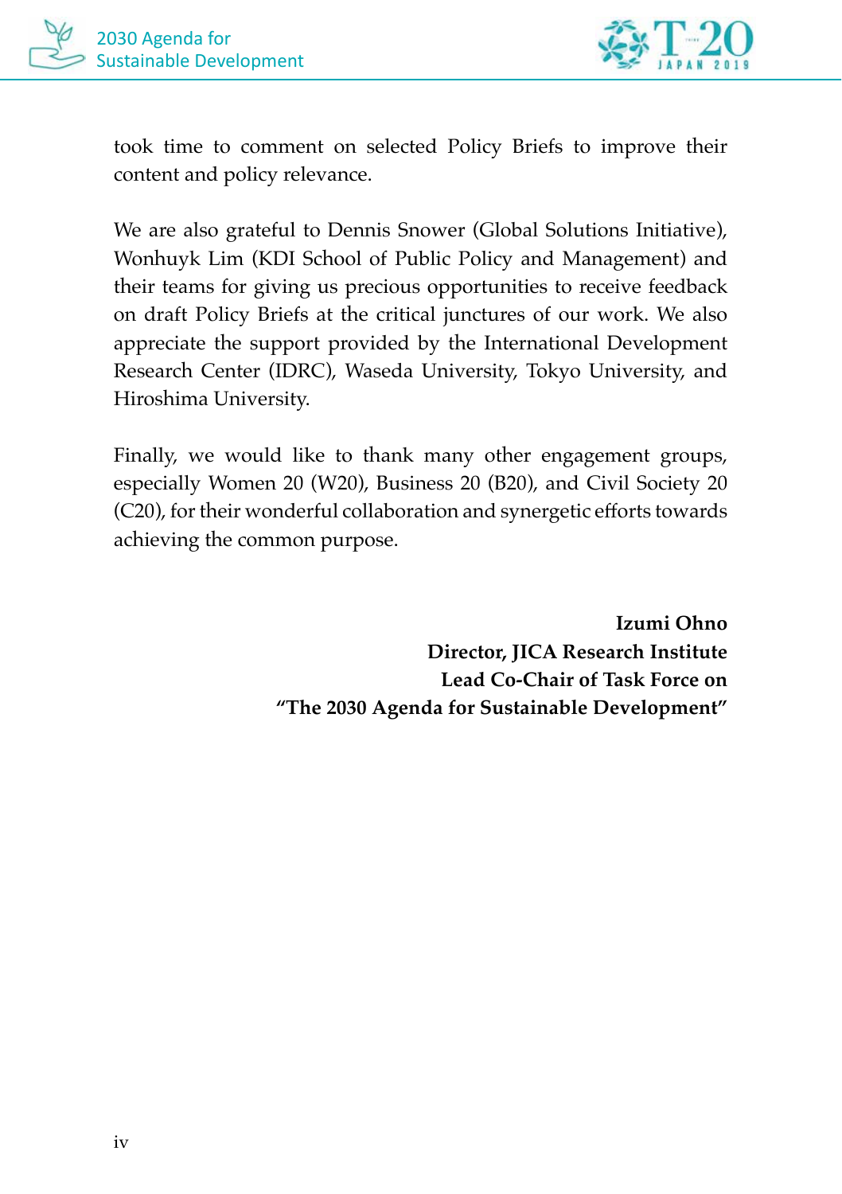took time to comment on selected Policy Briefs to improve their content and policy relevance.

We are also grateful to Dennis Snower (Global Solutions Initiative), Wonhuyk Lim (KDI School of Public Policy and Management) and their teams for giving us precious opportunities to receive feedback on draft Policy Briefs at the critical junctures of our work. We also appreciate the support provided by the International Development Research Center (IDRC), Waseda University, Tokyo University, and Hiroshima University.

Finally, we would like to thank many other engagement groups, especially Women 20 (W20), Business 20 (B20), and Civil Society 20 (C20), for their wonderful collaboration and synergetic efforts towards achieving the common purpose.

**Izumi Ohno**
**Director, JICA Research Institute**
**Lead Co-Chair of Task Force on**
**"The 2030 Agenda for Sustainable Development"**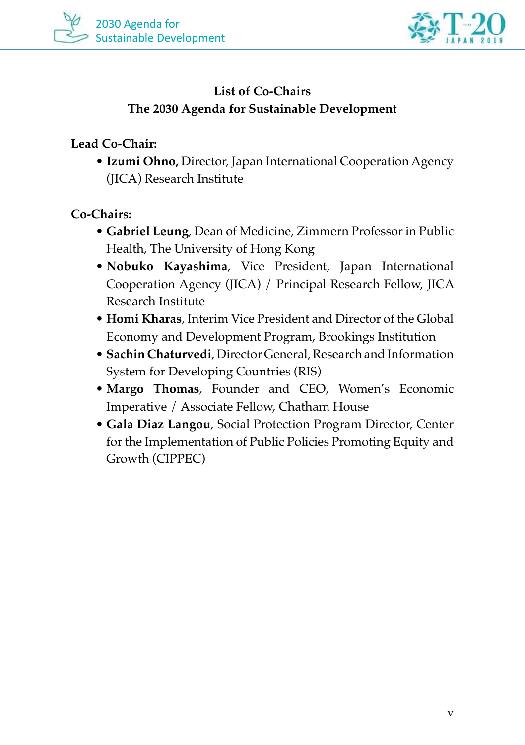## List of Co-Chairs
## The 2030 Agenda for Sustainable Development

**Lead Co-Chair:**

- **Izumi Ohno,** Director, Japan International Cooperation Agency (JICA) Research Institute

**Co-Chairs:**

- **Gabriel Leung**, Dean of Medicine, Zimmern Professor in Public Health, The University of Hong Kong
- **Nobuko Kayashima**, Vice President, Japan International Cooperation Agency (JICA) / Principal Research Fellow, JICA Research Institute
- **Homi Kharas**, Interim Vice President and Director of the Global Economy and Development Program, Brookings Institution
- **Sachin Chaturvedi**, Director General, Research and Information System for Developing Countries (RIS)
- **Margo Thomas**, Founder and CEO, Women's Economic Imperative / Associate Fellow, Chatham House
- **Gala Diaz Langou**, Social Protection Program Director, Center for the Implementation of Public Policies Promoting Equity and Growth (CIPPEC)